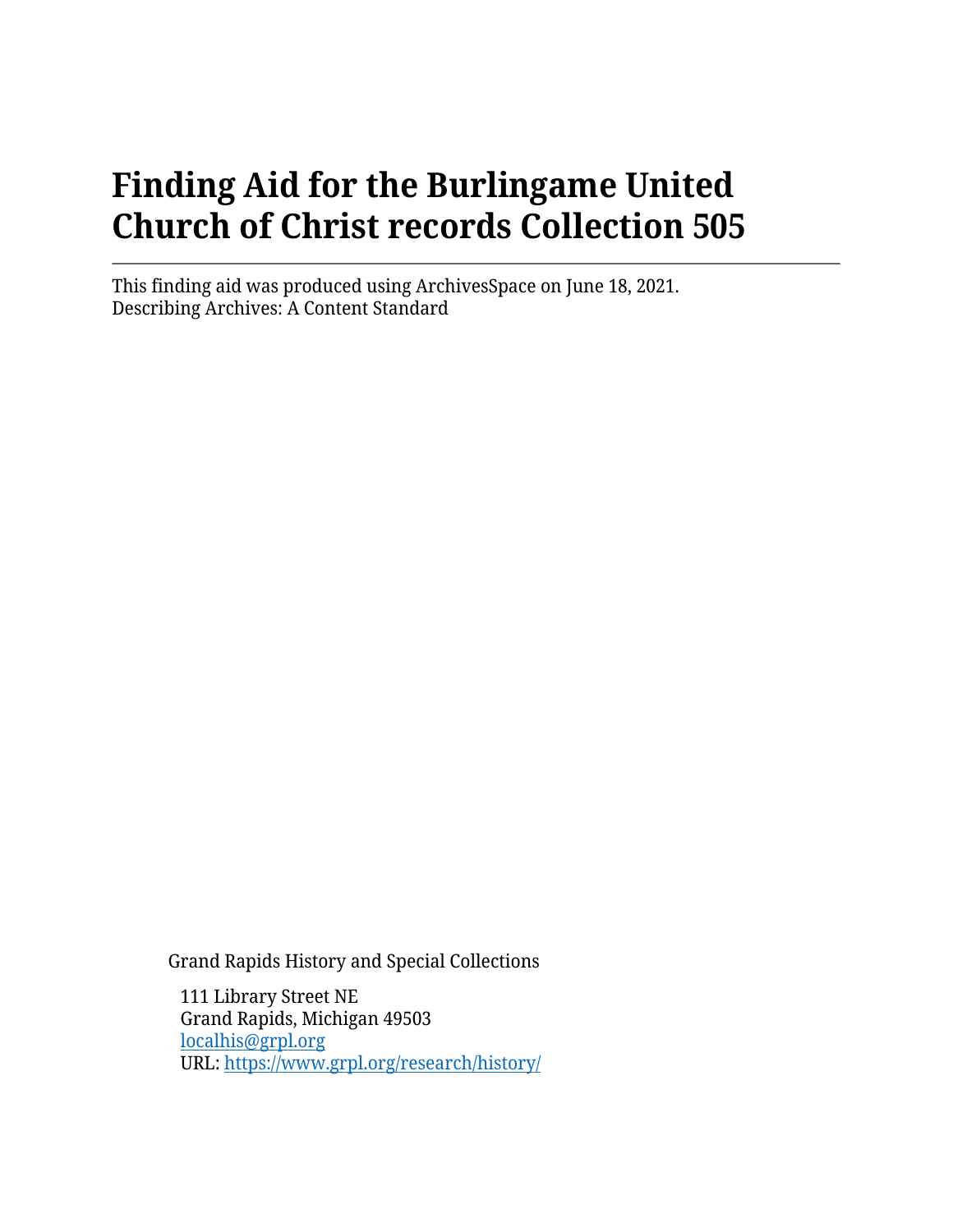# Finding Aid for the Burlingame United Church of Christ records Collection 505

---

This finding aid was produced using ArchivesSpace on June 18, 2021.
Describing Archives: A Content Standard

Grand Rapids History and Special Collections

111 Library Street NE
Grand Rapids, Michigan 49503
[localhis@grpl.org](mailto:localhis@grpl.org)
URL: [https://www.grpl.org/research/history/](https://www.grpl.org/research/history/)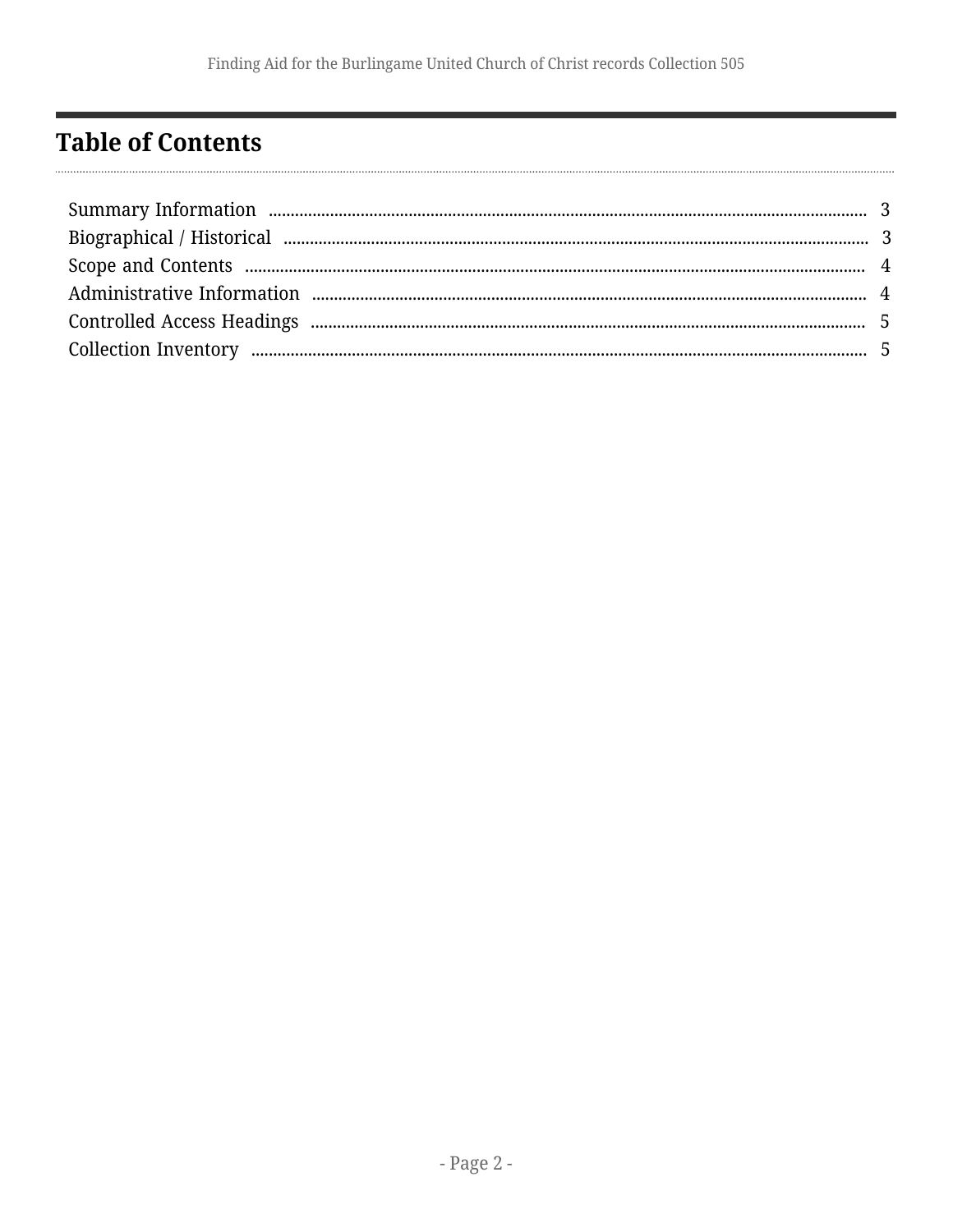## Table of Contents

- Summary Information ........ 3
- Biographical / Historical ........ 3
- Scope and Contents ........ 4
- Administrative Information ........ 4
- Controlled Access Headings ........ 5
- Collection Inventory ........ 5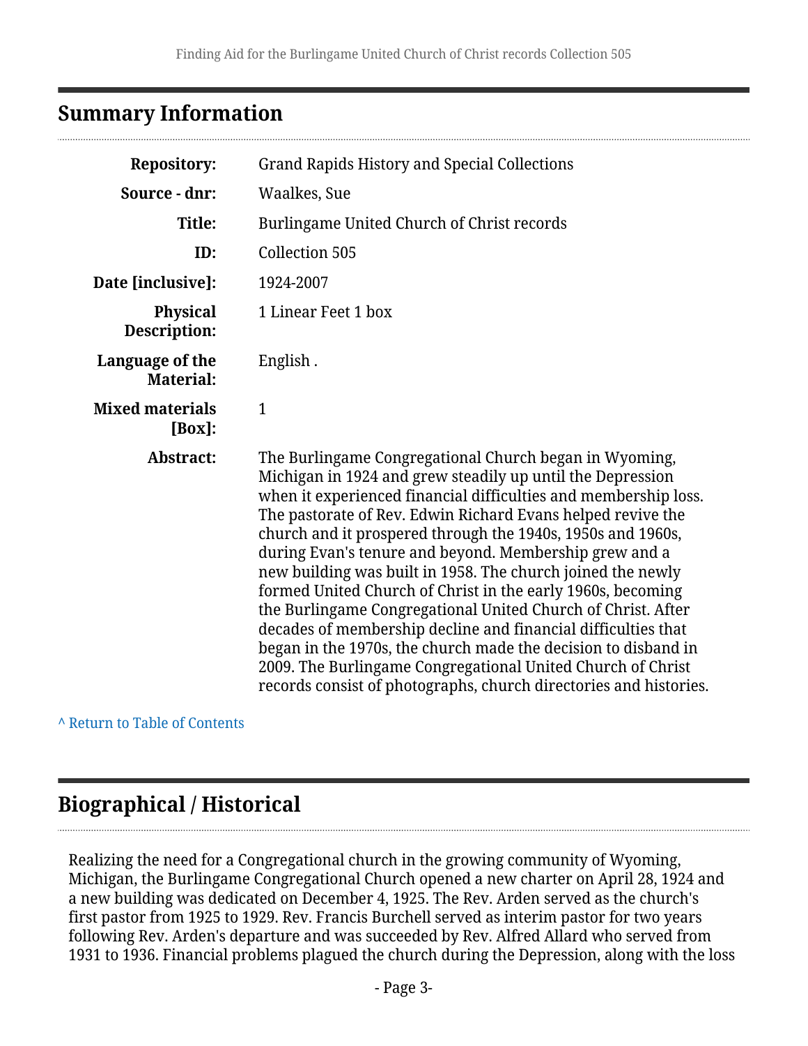## Summary Information

| | |
|---|---|
| **Repository:** | Grand Rapids History and Special Collections |
| **Source - dnr:** | Waalkes, Sue |
| **Title:** | Burlingame United Church of Christ records |
| **ID:** | Collection 505 |
| **Date [inclusive]:** | 1924-2007 |
| **Physical Description:** | 1 Linear Feet 1 box |
| **Language of the Material:** | English . |
| **Mixed materials [Box]:** | 1 |
| **Abstract:** | The Burlingame Congregational Church began in Wyoming, Michigan in 1924 and grew steadily up until the Depression when it experienced financial difficulties and membership loss. The pastorate of Rev. Edwin Richard Evans helped revive the church and it prospered through the 1940s, 1950s and 1960s, during Evan's tenure and beyond. Membership grew and a new building was built in 1958. The church joined the newly formed United Church of Christ in the early 1960s, becoming the Burlingame Congregational United Church of Christ. After decades of membership decline and financial difficulties that began in the 1970s, the church made the decision to disband in 2009. The Burlingame Congregational United Church of Christ records consist of photographs, church directories and histories. |

^ Return to Table of Contents

## Biographical / Historical

Realizing the need for a Congregational church in the growing community of Wyoming, Michigan, the Burlingame Congregational Church opened a new charter on April 28, 1924 and a new building was dedicated on December 4, 1925. The Rev. Arden served as the church's first pastor from 1925 to 1929. Rev. Francis Burchell served as interim pastor for two years following Rev. Arden's departure and was succeeded by Rev. Alfred Allard who served from 1931 to 1936. Financial problems plagued the church during the Depression, along with the loss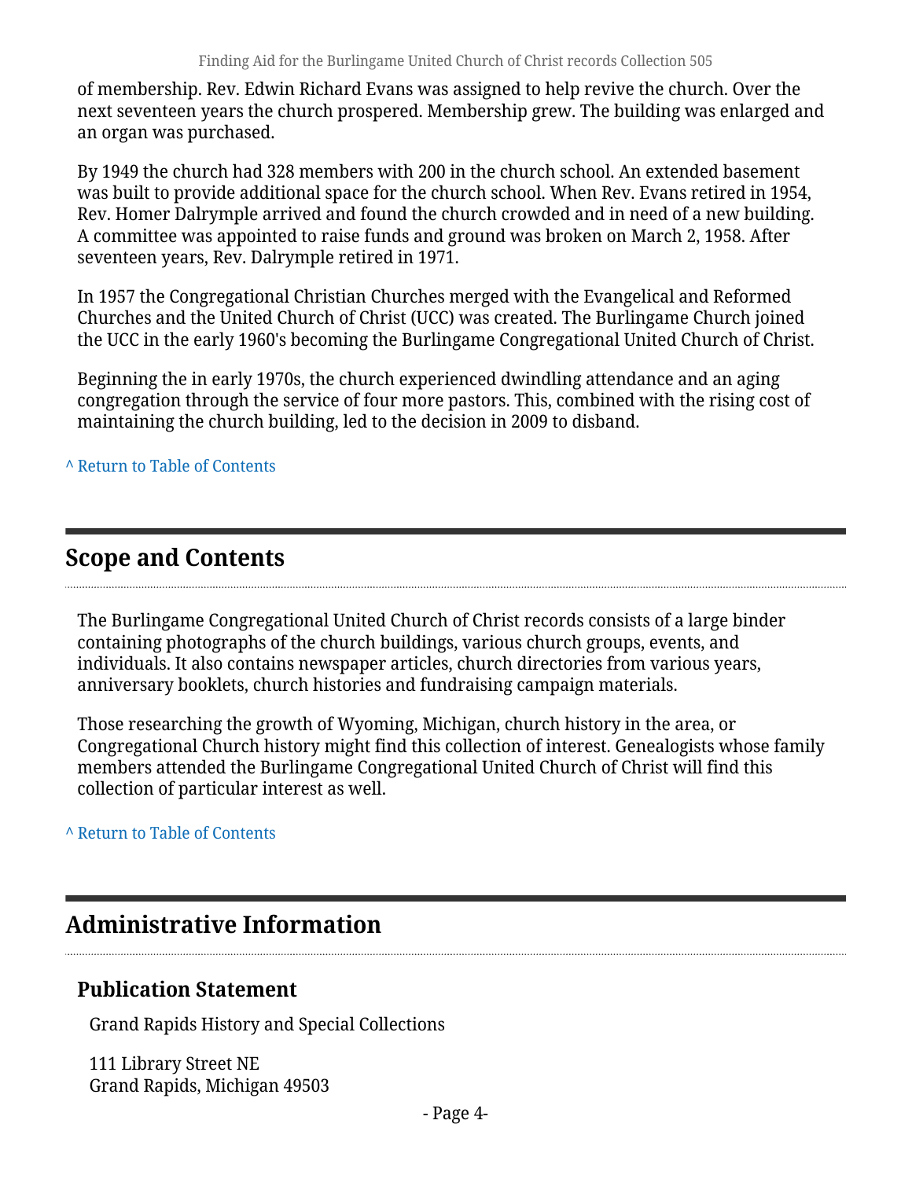of membership. Rev. Edwin Richard Evans was assigned to help revive the church. Over the next seventeen years the church prospered. Membership grew. The building was enlarged and an organ was purchased.

By 1949 the church had 328 members with 200 in the church school. An extended basement was built to provide additional space for the church school. When Rev. Evans retired in 1954, Rev. Homer Dalrymple arrived and found the church crowded and in need of a new building. A committee was appointed to raise funds and ground was broken on March 2, 1958. After seventeen years, Rev. Dalrymple retired in 1971.

In 1957 the Congregational Christian Churches merged with the Evangelical and Reformed Churches and the United Church of Christ (UCC) was created. The Burlingame Church joined the UCC in the early 1960's becoming the Burlingame Congregational United Church of Christ.

Beginning the in early 1970s, the church experienced dwindling attendance and an aging congregation through the service of four more pastors. This, combined with the rising cost of maintaining the church building, led to the decision in 2009 to disband.

^ Return to Table of Contents

## Scope and Contents

The Burlingame Congregational United Church of Christ records consists of a large binder containing photographs of the church buildings, various church groups, events, and individuals. It also contains newspaper articles, church directories from various years, anniversary booklets, church histories and fundraising campaign materials.

Those researching the growth of Wyoming, Michigan, church history in the area, or Congregational Church history might find this collection of interest. Genealogists whose family members attended the Burlingame Congregational United Church of Christ will find this collection of particular interest as well.

^ Return to Table of Contents

## Administrative Information

### Publication Statement

Grand Rapids History and Special Collections

111 Library Street NE
Grand Rapids, Michigan 49503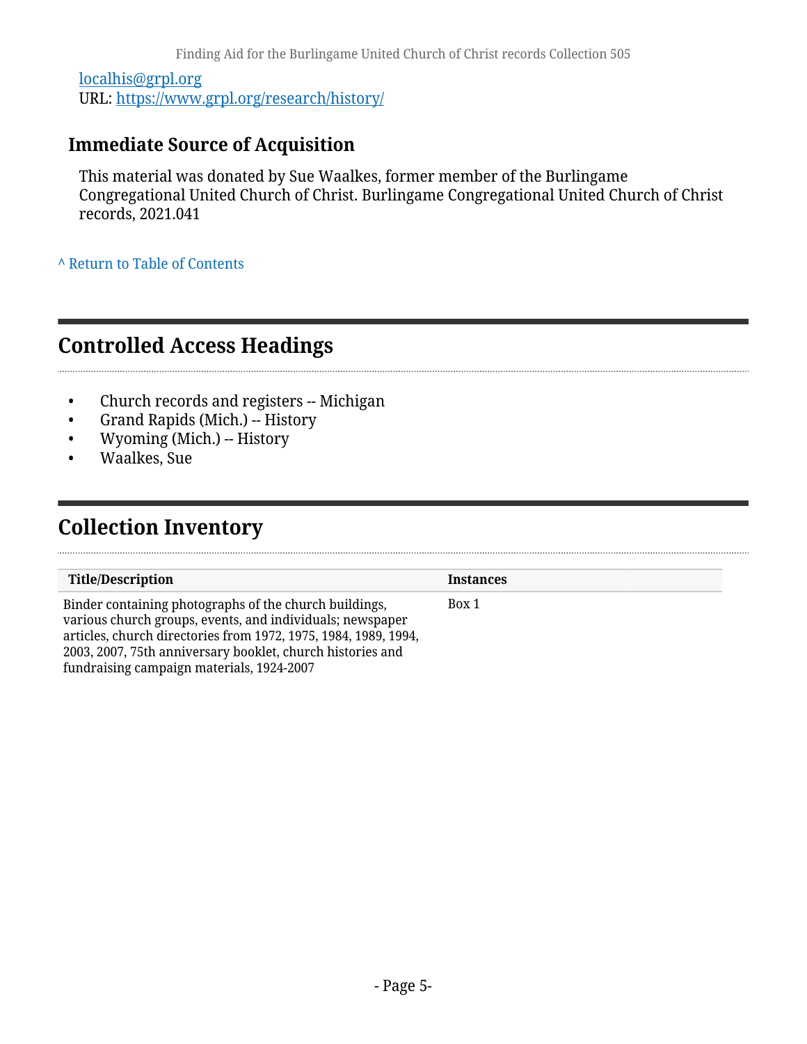[localhis@grpl.org](mailto:localhis@grpl.org)
URL: [https://www.grpl.org/research/history/](https://www.grpl.org/research/history/)

### Immediate Source of Acquisition

This material was donated by Sue Waalkes, former member of the Burlingame Congregational United Church of Christ. Burlingame Congregational United Church of Christ records, 2021.041

^ Return to Table of Contents

## Controlled Access Headings

- Church records and registers -- Michigan
- Grand Rapids (Mich.) -- History
- Wyoming (Mich.) -- History
- Waalkes, Sue

## Collection Inventory

| Title/Description | Instances |
| --- | --- |
| Binder containing photographs of the church buildings, various church groups, events, and individuals; newspaper articles, church directories from 1972, 1975, 1984, 1989, 1994, 2003, 2007, 75th anniversary booklet, church histories and fundraising campaign materials, 1924-2007 | Box 1 |